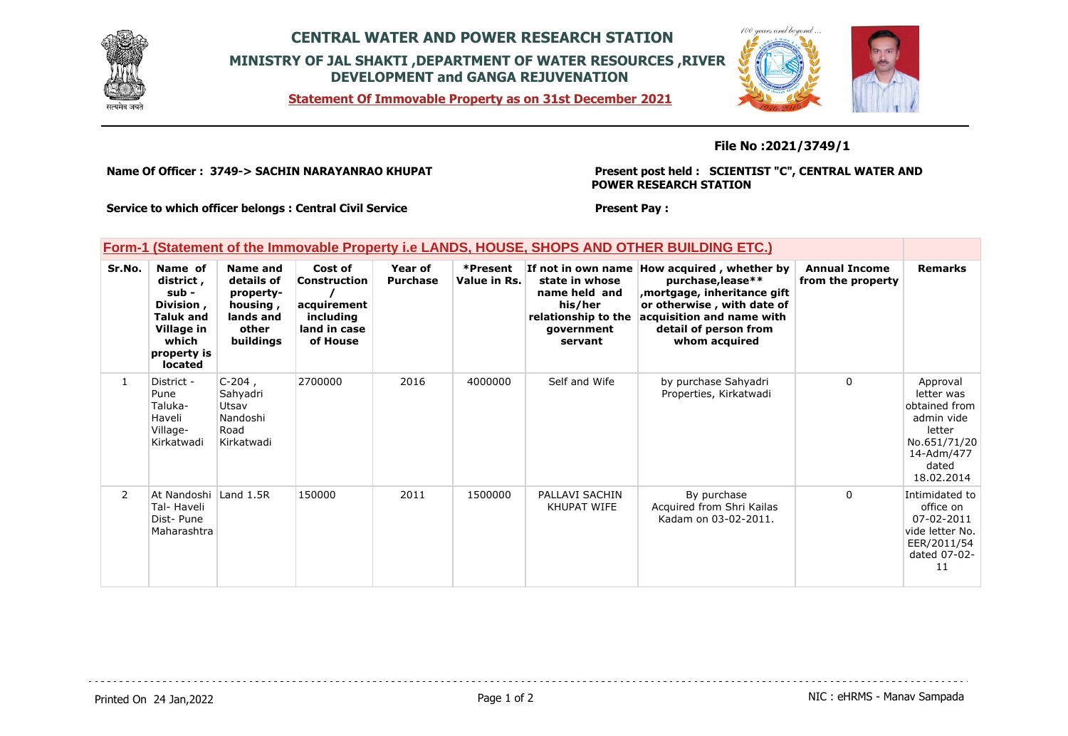# CENTRAL WATER AND POWER RESEARCH STATION

## MINISTRY OF JAL SHAKTI ,DEPARTMENT OF WATER RESOURCES ,RIVER DEVELOPMENT and GANGA REJUVENATION

**Statement Of Immovable Property as on 31st December 2021**

**File No :2021/3749/1**

**Name Of Officer : 3749-> SACHIN NARAYANRAO KHUPAT**

**Present post held : SCIENTIST "C", CENTRAL WATER AND POWER RESEARCH STATION**

**Service to which officer belongs : Central Civil Service**

**Present Pay :**

### Form-1 (Statement of the Immovable Property i.e LANDS, HOUSE, SHOPS AND OTHER BUILDING ETC.)

| Sr.No. | Name of district , sub - Division , Taluk and Village in which property is located | Name and details of property-housing , lands and other buildings | Cost of Construction / acquirement including land in case of House | Year of Purchase | *Present Value in Rs. | If not in own name state in whose name held and his/her relationship to the government servant | How acquired , whether by purchase,lease** ,mortgage, inheritance gift or otherwise , with date of acquisition and name with detail of person from whom acquired | Annual Income from the property | Remarks |
|---|---|---|---|---|---|---|---|---|---|
| 1 | District - Pune Taluka- Haveli Village- Kirkatwadi | C-204 , Sahyadri Utsav Nandoshi Road Kirkatwadi | 2700000 | 2016 | 4000000 | Self and Wife | by purchase Sahyadri Properties, Kirkatwadi | 0 | Approval letter was obtained from admin vide letter No.651/71/2014-Adm/477 dated 18.02.2014 |
| 2 | At Nandoshi Tal- Haveli Dist- Pune Maharashtra | Land 1.5R | 150000 | 2011 | 1500000 | PALLAVI SACHIN KHUPAT WIFE | By purchase Acquired from Shri Kailas Kadam on 03-02-2011. | 0 | Intimidated to office on 07-02-2011 vide letter No. EER/2011/54 dated 07-02-11 |

Printed On 24 Jan,2022

NIC : eHRMS - Manav Sampada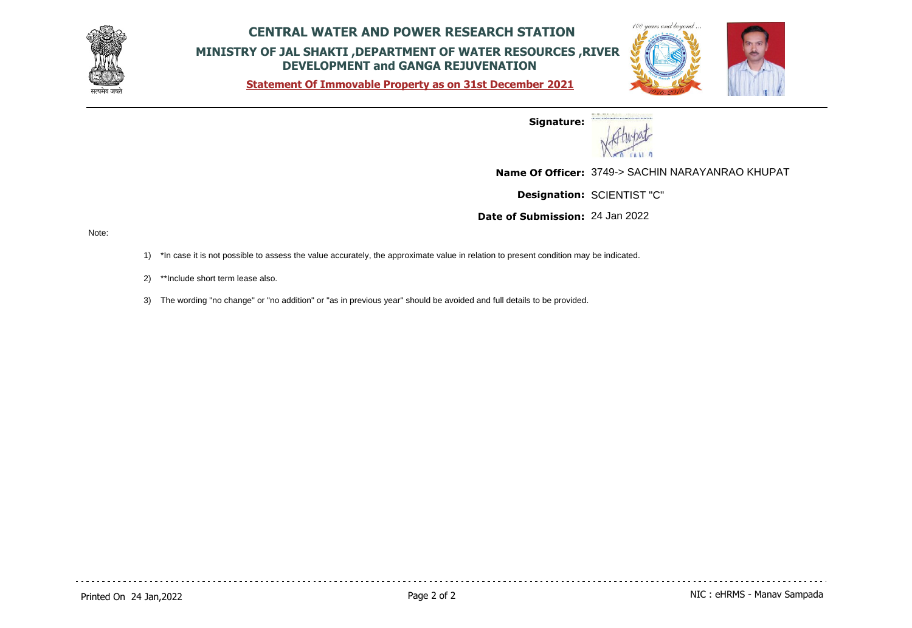# CENTRAL WATER AND POWER RESEARCH STATION

## MINISTRY OF JAL SHAKTI ,DEPARTMENT OF WATER RESOURCES ,RIVER DEVELOPMENT and GANGA REJUVENATION

**Statement Of Immovable Property as on 31st December 2021**

**Signature:**

**Name Of Officer:** 3749-> SACHIN NARAYANRAO KHUPAT

**Designation:** SCIENTIST "C"

**Date of Submission:** 24 Jan 2022

Note:

1) *In case it is not possible to assess the value accurately, the approximate value in relation to present condition may be indicated.
2) **Include short term lease also.
3) The wording "no change" or "no addition" or "as in previous year" should be avoided and full details to be provided.

Printed On 24 Jan,2022

NIC : eHRMS - Manav Sampada